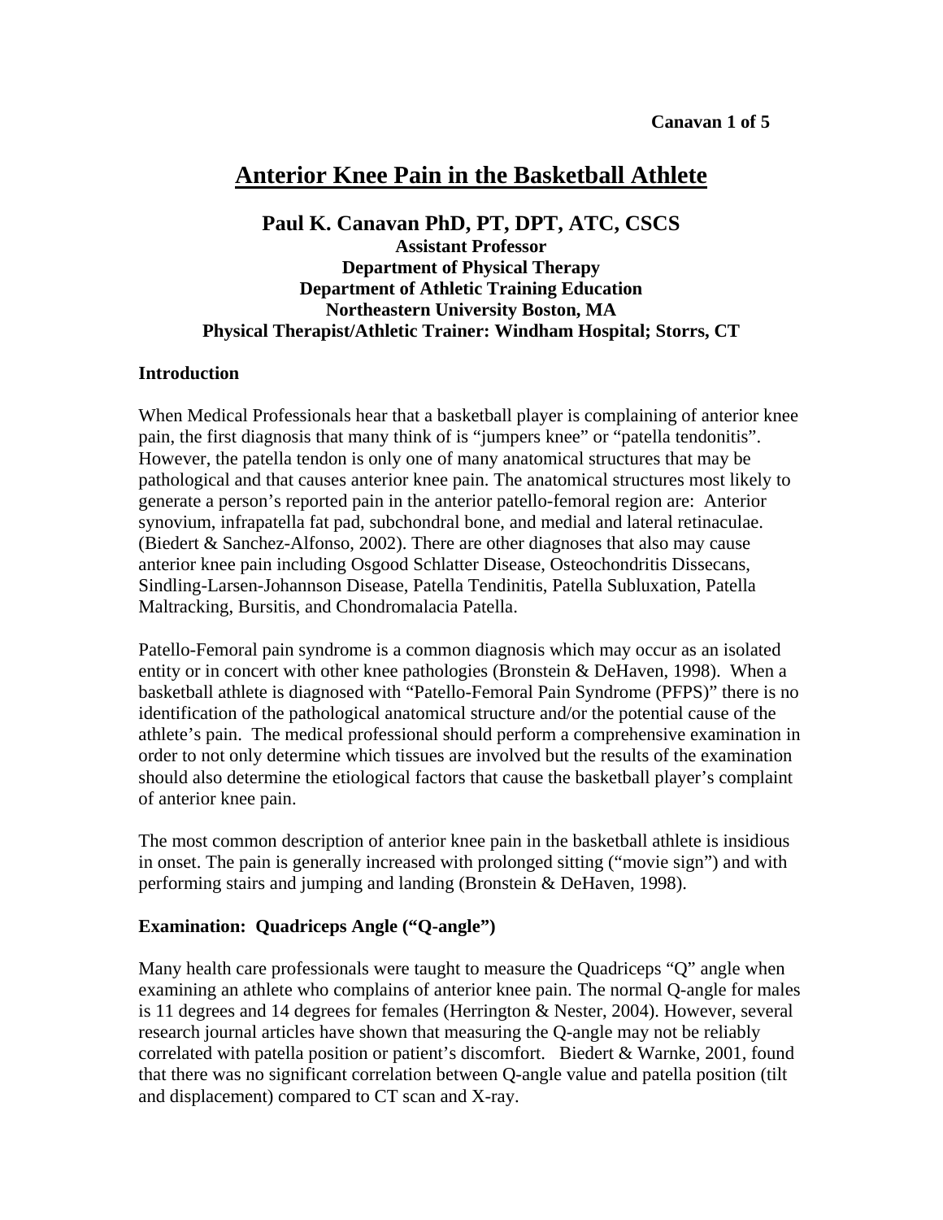# Anterior Knee Pain in the Basketball Athlete

**Paul K. Canavan PhD, PT, DPT, ATC, CSCS**
**Assistant Professor**
**Department of Physical Therapy**
**Department of Athletic Training Education**
**Northeastern University Boston, MA**
**Physical Therapist/Athletic Trainer: Windham Hospital; Storrs, CT**

### Introduction

When Medical Professionals hear that a basketball player is complaining of anterior knee pain, the first diagnosis that many think of is "jumpers knee" or "patella tendonitis". However, the patella tendon is only one of many anatomical structures that may be pathological and that causes anterior knee pain. The anatomical structures most likely to generate a person's reported pain in the anterior patello-femoral region are: Anterior synovium, infrapatella fat pad, subchondral bone, and medial and lateral retinaculae. (Biedert & Sanchez-Alfonso, 2002). There are other diagnoses that also may cause anterior knee pain including Osgood Schlatter Disease, Osteochondritis Dissecans, Sindling-Larsen-Johannson Disease, Patella Tendinitis, Patella Subluxation, Patella Maltracking, Bursitis, and Chondromalacia Patella.

Patello-Femoral pain syndrome is a common diagnosis which may occur as an isolated entity or in concert with other knee pathologies (Bronstein & DeHaven, 1998). When a basketball athlete is diagnosed with "Patello-Femoral Pain Syndrome (PFPS)" there is no identification of the pathological anatomical structure and/or the potential cause of the athlete's pain. The medical professional should perform a comprehensive examination in order to not only determine which tissues are involved but the results of the examination should also determine the etiological factors that cause the basketball player's complaint of anterior knee pain.

The most common description of anterior knee pain in the basketball athlete is insidious in onset. The pain is generally increased with prolonged sitting ("movie sign") and with performing stairs and jumping and landing (Bronstein & DeHaven, 1998).

### Examination: Quadriceps Angle ("Q-angle")

Many health care professionals were taught to measure the Quadriceps "Q" angle when examining an athlete who complains of anterior knee pain. The normal Q-angle for males is 11 degrees and 14 degrees for females (Herrington & Nester, 2004). However, several research journal articles have shown that measuring the Q-angle may not be reliably correlated with patella position or patient's discomfort. Biedert & Warnke, 2001, found that there was no significant correlation between Q-angle value and patella position (tilt and displacement) compared to CT scan and X-ray.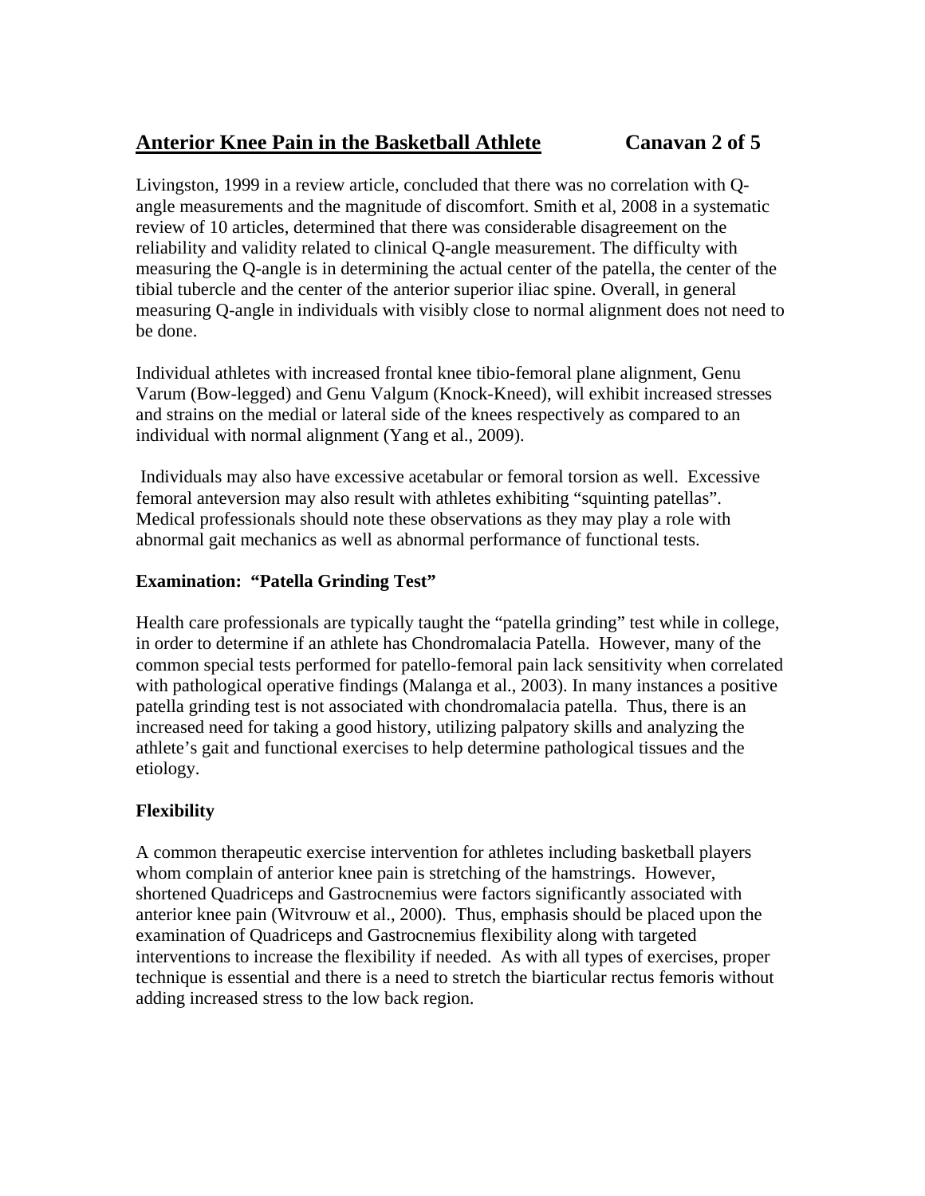Livingston, 1999 in a review article, concluded that there was no correlation with Q-angle measurements and the magnitude of discomfort. Smith et al, 2008 in a systematic review of 10 articles, determined that there was considerable disagreement on the reliability and validity related to clinical Q-angle measurement. The difficulty with measuring the Q-angle is in determining the actual center of the patella, the center of the tibial tubercle and the center of the anterior superior iliac spine. Overall, in general measuring Q-angle in individuals with visibly close to normal alignment does not need to be done.

Individual athletes with increased frontal knee tibio-femoral plane alignment, Genu Varum (Bow-legged) and Genu Valgum (Knock-Kneed), will exhibit increased stresses and strains on the medial or lateral side of the knees respectively as compared to an individual with normal alignment (Yang et al., 2009).

Individuals may also have excessive acetabular or femoral torsion as well. Excessive femoral anteversion may also result with athletes exhibiting "squinting patellas". Medical professionals should note these observations as they may play a role with abnormal gait mechanics as well as abnormal performance of functional tests.

**Examination: "Patella Grinding Test"**

Health care professionals are typically taught the "patella grinding" test while in college, in order to determine if an athlete has Chondromalacia Patella. However, many of the common special tests performed for patello-femoral pain lack sensitivity when correlated with pathological operative findings (Malanga et al., 2003). In many instances a positive patella grinding test is not associated with chondromalacia patella. Thus, there is an increased need for taking a good history, utilizing palpatory skills and analyzing the athlete's gait and functional exercises to help determine pathological tissues and the etiology.

**Flexibility**

A common therapeutic exercise intervention for athletes including basketball players whom complain of anterior knee pain is stretching of the hamstrings. However, shortened Quadriceps and Gastrocnemius were factors significantly associated with anterior knee pain (Witvrouw et al., 2000). Thus, emphasis should be placed upon the examination of Quadriceps and Gastrocnemius flexibility along with targeted interventions to increase the flexibility if needed. As with all types of exercises, proper technique is essential and there is a need to stretch the biarticular rectus femoris without adding increased stress to the low back region.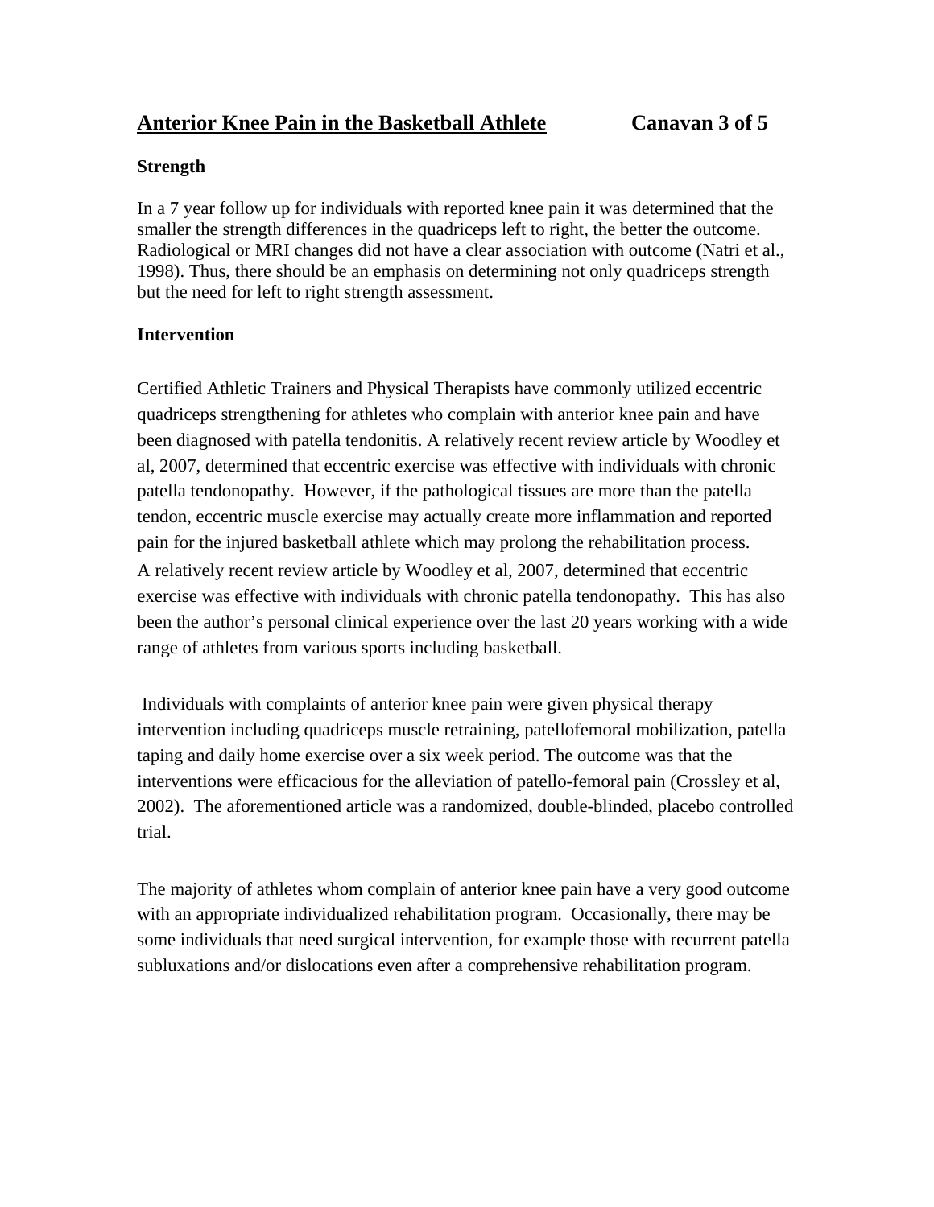**Strength**

In a 7 year follow up for individuals with reported knee pain it was determined that the smaller the strength differences in the quadriceps left to right, the better the outcome. Radiological or MRI changes did not have a clear association with outcome (Natri et al., 1998). Thus, there should be an emphasis on determining not only quadriceps strength but the need for left to right strength assessment.

**Intervention**

Certified Athletic Trainers and Physical Therapists have commonly utilized eccentric quadriceps strengthening for athletes who complain with anterior knee pain and have been diagnosed with patella tendonitis. A relatively recent review article by Woodley et al, 2007, determined that eccentric exercise was effective with individuals with chronic patella tendonopathy. However, if the pathological tissues are more than the patella tendon, eccentric muscle exercise may actually create more inflammation and reported pain for the injured basketball athlete which may prolong the rehabilitation process. A relatively recent review article by Woodley et al, 2007, determined that eccentric exercise was effective with individuals with chronic patella tendonopathy. This has also been the author's personal clinical experience over the last 20 years working with a wide range of athletes from various sports including basketball.

Individuals with complaints of anterior knee pain were given physical therapy intervention including quadriceps muscle retraining, patellofemoral mobilization, patella taping and daily home exercise over a six week period. The outcome was that the interventions were efficacious for the alleviation of patello-femoral pain (Crossley et al, 2002). The aforementioned article was a randomized, double-blinded, placebo controlled trial.

The majority of athletes whom complain of anterior knee pain have a very good outcome with an appropriate individualized rehabilitation program. Occasionally, there may be some individuals that need surgical intervention, for example those with recurrent patella subluxations and/or dislocations even after a comprehensive rehabilitation program.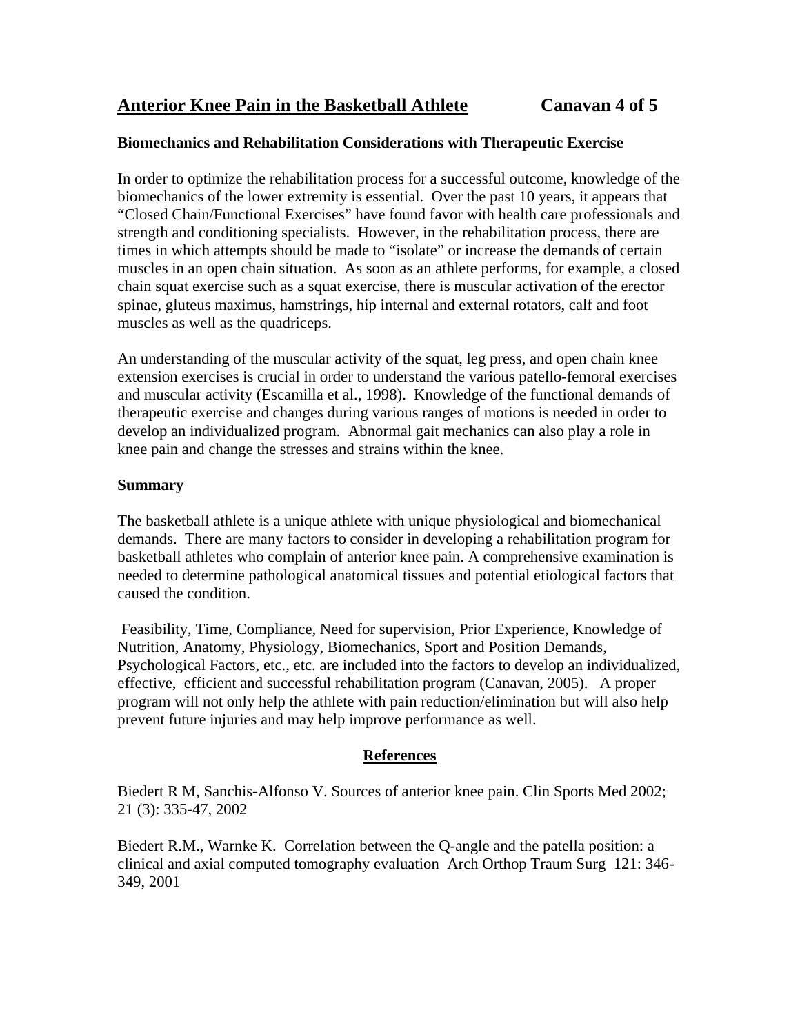### Biomechanics and Rehabilitation Considerations with Therapeutic Exercise

In order to optimize the rehabilitation process for a successful outcome, knowledge of the biomechanics of the lower extremity is essential. Over the past 10 years, it appears that "Closed Chain/Functional Exercises" have found favor with health care professionals and strength and conditioning specialists. However, in the rehabilitation process, there are times in which attempts should be made to "isolate" or increase the demands of certain muscles in an open chain situation. As soon as an athlete performs, for example, a closed chain squat exercise such as a squat exercise, there is muscular activation of the erector spinae, gluteus maximus, hamstrings, hip internal and external rotators, calf and foot muscles as well as the quadriceps.

An understanding of the muscular activity of the squat, leg press, and open chain knee extension exercises is crucial in order to understand the various patello-femoral exercises and muscular activity (Escamilla et al., 1998). Knowledge of the functional demands of therapeutic exercise and changes during various ranges of motions is needed in order to develop an individualized program. Abnormal gait mechanics can also play a role in knee pain and change the stresses and strains within the knee.

### Summary

The basketball athlete is a unique athlete with unique physiological and biomechanical demands. There are many factors to consider in developing a rehabilitation program for basketball athletes who complain of anterior knee pain. A comprehensive examination is needed to determine pathological anatomical tissues and potential etiological factors that caused the condition.

Feasibility, Time, Compliance, Need for supervision, Prior Experience, Knowledge of Nutrition, Anatomy, Physiology, Biomechanics, Sport and Position Demands, Psychological Factors, etc., etc. are included into the factors to develop an individualized, effective, efficient and successful rehabilitation program (Canavan, 2005). A proper program will not only help the athlete with pain reduction/elimination but will also help prevent future injuries and may help improve performance as well.

## References

Biedert R M, Sanchis-Alfonso V. Sources of anterior knee pain. Clin Sports Med 2002; 21 (3): 335-47, 2002

Biedert R.M., Warnke K. Correlation between the Q-angle and the patella position: a clinical and axial computed tomography evaluation Arch Orthop Traum Surg 121: 346-349, 2001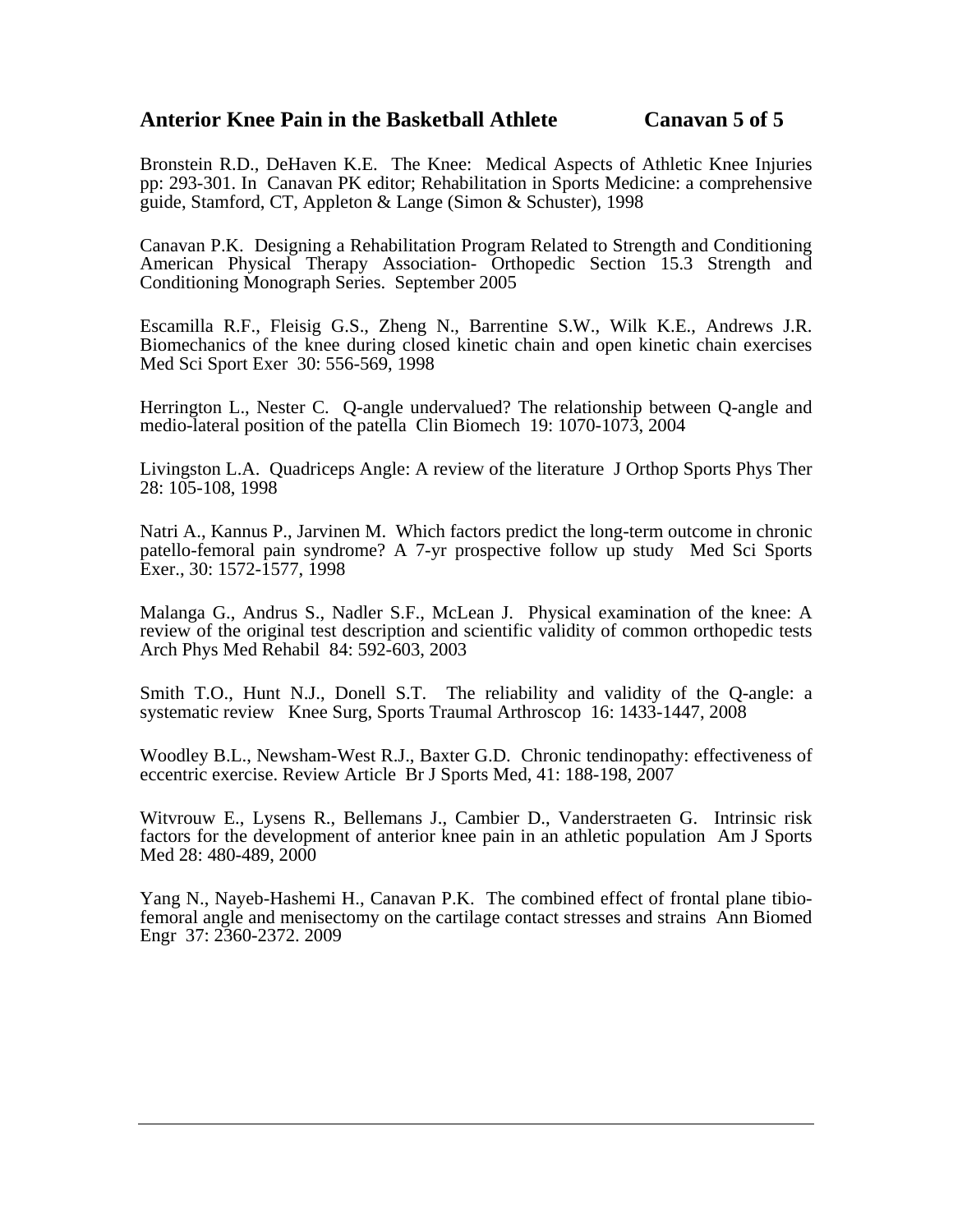Bronstein R.D., DeHaven K.E. The Knee: Medical Aspects of Athletic Knee Injuries pp: 293-301. In Canavan PK editor; Rehabilitation in Sports Medicine: a comprehensive guide, Stamford, CT, Appleton & Lange (Simon & Schuster), 1998

Canavan P.K. Designing a Rehabilitation Program Related to Strength and Conditioning American Physical Therapy Association- Orthopedic Section 15.3 Strength and Conditioning Monograph Series. September 2005

Escamilla R.F., Fleisig G.S., Zheng N., Barrentine S.W., Wilk K.E., Andrews J.R. Biomechanics of the knee during closed kinetic chain and open kinetic chain exercises Med Sci Sport Exer 30: 556-569, 1998

Herrington L., Nester C. Q-angle undervalued? The relationship between Q-angle and medio-lateral position of the patella Clin Biomech 19: 1070-1073, 2004

Livingston L.A. Quadriceps Angle: A review of the literature J Orthop Sports Phys Ther 28: 105-108, 1998

Natri A., Kannus P., Jarvinen M. Which factors predict the long-term outcome in chronic patello-femoral pain syndrome? A 7-yr prospective follow up study Med Sci Sports Exer., 30: 1572-1577, 1998

Malanga G., Andrus S., Nadler S.F., McLean J. Physical examination of the knee: A review of the original test description and scientific validity of common orthopedic tests Arch Phys Med Rehabil 84: 592-603, 2003

Smith T.O., Hunt N.J., Donell S.T. The reliability and validity of the Q-angle: a systematic review Knee Surg, Sports Traumal Arthroscop 16: 1433-1447, 2008

Woodley B.L., Newsham-West R.J., Baxter G.D. Chronic tendinopathy: effectiveness of eccentric exercise. Review Article Br J Sports Med, 41: 188-198, 2007

Witvrouw E., Lysens R., Bellemans J., Cambier D., Vanderstraeten G. Intrinsic risk factors for the development of anterior knee pain in an athletic population Am J Sports Med 28: 480-489, 2000

Yang N., Nayeb-Hashemi H., Canavan P.K. The combined effect of frontal plane tibiofemoral angle and menisectomy on the cartilage contact stresses and strains Ann Biomed Engr 37: 2360-2372. 2009